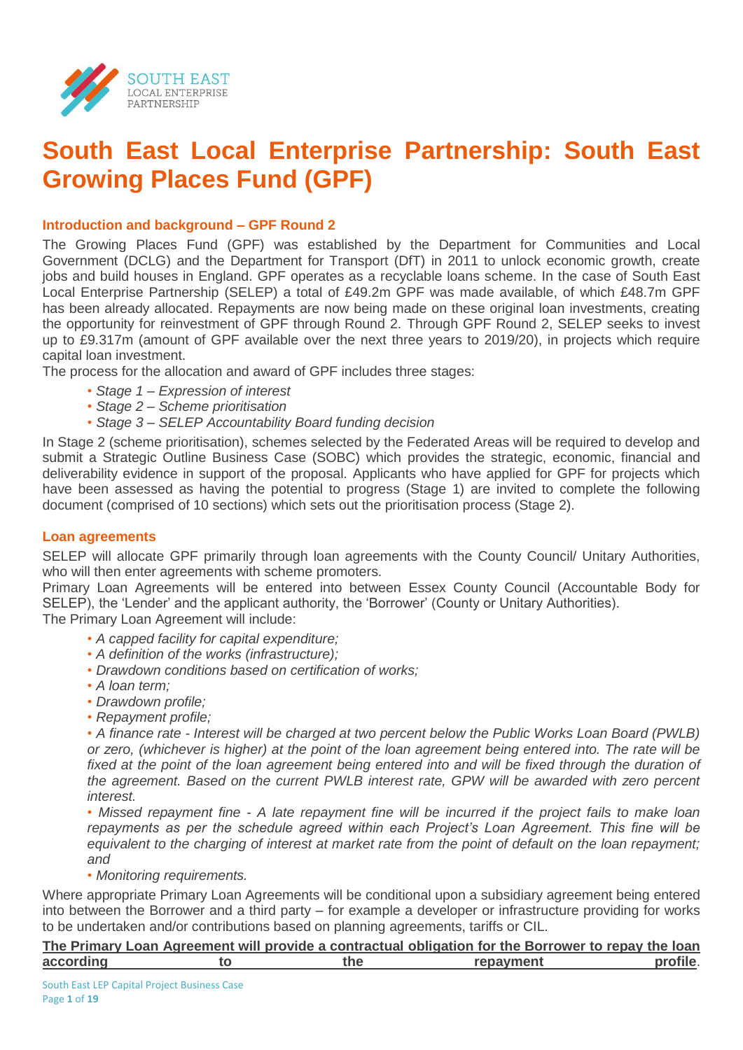# South East Local Enterprise Partnership: South East Growing Places Fund (GPF)

### Introduction and background – GPF Round 2

The Growing Places Fund (GPF) was established by the Department for Communities and Local Government (DCLG) and the Department for Transport (DfT) in 2011 to unlock economic growth, create jobs and build houses in England. GPF operates as a recyclable loans scheme. In the case of South East Local Enterprise Partnership (SELEP) a total of £49.2m GPF was made available, of which £48.7m GPF has been already allocated. Repayments are now being made on these original loan investments, creating the opportunity for reinvestment of GPF through Round 2. Through GPF Round 2, SELEP seeks to invest up to £9.317m (amount of GPF available over the next three years to 2019/20), in projects which require capital loan investment.

The process for the allocation and award of GPF includes three stages:

- *Stage 1 – Expression of interest*
- *Stage 2 – Scheme prioritisation*
- *Stage 3 – SELEP Accountability Board funding decision*

In Stage 2 (scheme prioritisation), schemes selected by the Federated Areas will be required to develop and submit a Strategic Outline Business Case (SOBC) which provides the strategic, economic, financial and deliverability evidence in support of the proposal. Applicants who have applied for GPF for projects which have been assessed as having the potential to progress (Stage 1) are invited to complete the following document (comprised of 10 sections) which sets out the prioritisation process (Stage 2).

### Loan agreements

SELEP will allocate GPF primarily through loan agreements with the County Council/ Unitary Authorities, who will then enter agreements with scheme promoters.

Primary Loan Agreements will be entered into between Essex County Council (Accountable Body for SELEP), the 'Lender' and the applicant authority, the 'Borrower' (County or Unitary Authorities).

The Primary Loan Agreement will include:

- *A capped facility for capital expenditure;*
- *A definition of the works (infrastructure);*
- *Drawdown conditions based on certification of works;*
- *A loan term;*
- *Drawdown profile;*
- *Repayment profile;*
- *A finance rate - Interest will be charged at two percent below the Public Works Loan Board (PWLB) or zero, (whichever is higher) at the point of the loan agreement being entered into. The rate will be fixed at the point of the loan agreement being entered into and will be fixed through the duration of the agreement. Based on the current PWLB interest rate, GPW will be awarded with zero percent interest.*
- *Missed repayment fine - A late repayment fine will be incurred if the project fails to make loan repayments as per the schedule agreed within each Project's Loan Agreement. This fine will be equivalent to the charging of interest at market rate from the point of default on the loan repayment; and*
- *Monitoring requirements.*

Where appropriate Primary Loan Agreements will be conditional upon a subsidiary agreement being entered into between the Borrower and a third party – for example a developer or infrastructure providing for works to be undertaken and/or contributions based on planning agreements, tariffs or CIL.

**The Primary Loan Agreement will provide a contractual obligation for the Borrower to repay the loan according to the repayment profile**.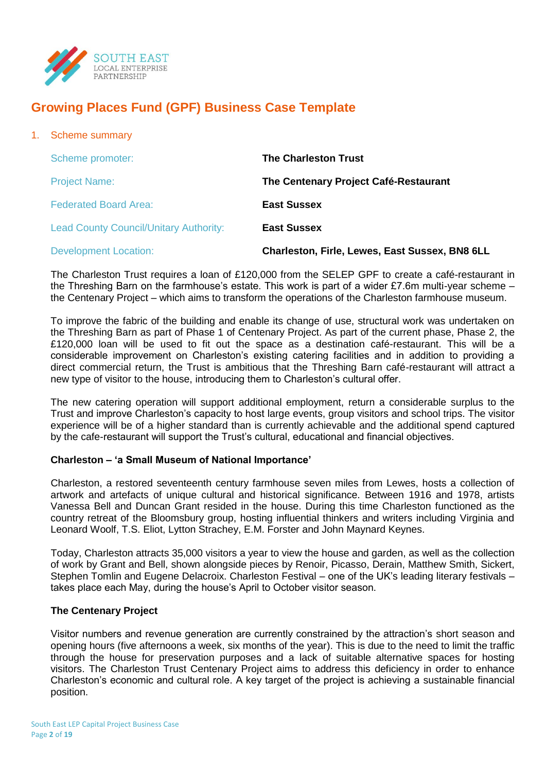# Growing Places Fund (GPF) Business Case Template

## 1. Scheme summary

| | |
|---|---|
| Scheme promoter: | **The Charleston Trust** |
| Project Name: | **The Centenary Project Café-Restaurant** |
| Federated Board Area: | **East Sussex** |
| Lead County Council/Unitary Authority: | **East Sussex** |
| Development Location: | **Charleston, Firle, Lewes, East Sussex, BN8 6LL** |

The Charleston Trust requires a loan of £120,000 from the SELEP GPF to create a café-restaurant in the Threshing Barn on the farmhouse's estate. This work is part of a wider £7.6m multi-year scheme – the Centenary Project – which aims to transform the operations of the Charleston farmhouse museum.

To improve the fabric of the building and enable its change of use, structural work was undertaken on the Threshing Barn as part of Phase 1 of Centenary Project. As part of the current phase, Phase 2, the £120,000 loan will be used to fit out the space as a destination café-restaurant. This will be a considerable improvement on Charleston's existing catering facilities and in addition to providing a direct commercial return, the Trust is ambitious that the Threshing Barn café-restaurant will attract a new type of visitor to the house, introducing them to Charleston's cultural offer.

The new catering operation will support additional employment, return a considerable surplus to the Trust and improve Charleston's capacity to host large events, group visitors and school trips. The visitor experience will be of a higher standard than is currently achievable and the additional spend captured by the cafe-restaurant will support the Trust's cultural, educational and financial objectives.

**Charleston – 'a Small Museum of National Importance'**

Charleston, a restored seventeenth century farmhouse seven miles from Lewes, hosts a collection of artwork and artefacts of unique cultural and historical significance. Between 1916 and 1978, artists Vanessa Bell and Duncan Grant resided in the house. During this time Charleston functioned as the country retreat of the Bloomsbury group, hosting influential thinkers and writers including Virginia and Leonard Woolf, T.S. Eliot, Lytton Strachey, E.M. Forster and John Maynard Keynes.

Today, Charleston attracts 35,000 visitors a year to view the house and garden, as well as the collection of work by Grant and Bell, shown alongside pieces by Renoir, Picasso, Derain, Matthew Smith, Sickert, Stephen Tomlin and Eugene Delacroix. Charleston Festival – one of the UK's leading literary festivals – takes place each May, during the house's April to October visitor season.

**The Centenary Project**

Visitor numbers and revenue generation are currently constrained by the attraction's short season and opening hours (five afternoons a week, six months of the year). This is due to the need to limit the traffic through the house for preservation purposes and a lack of suitable alternative spaces for hosting visitors. The Charleston Trust Centenary Project aims to address this deficiency in order to enhance Charleston's economic and cultural role. A key target of the project is achieving a sustainable financial position.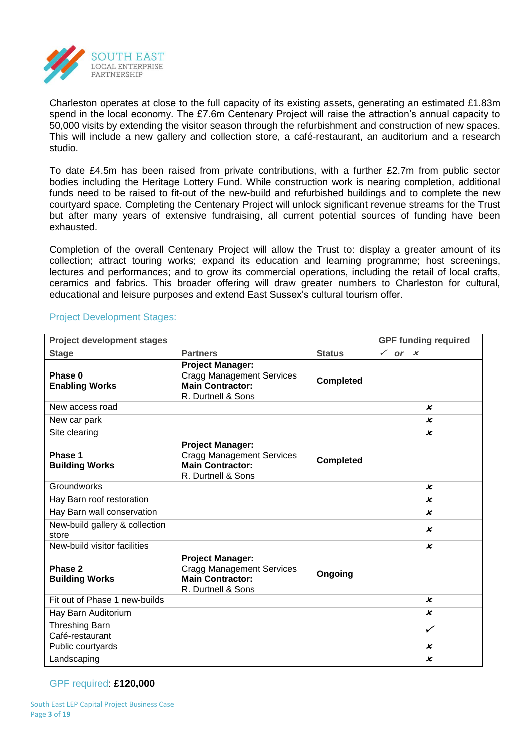Charleston operates at close to the full capacity of its existing assets, generating an estimated £1.83m spend in the local economy. The £7.6m Centenary Project will raise the attraction's annual capacity to 50,000 visits by extending the visitor season through the refurbishment and construction of new spaces. This will include a new gallery and collection store, a café-restaurant, an auditorium and a research studio.

To date £4.5m has been raised from private contributions, with a further £2.7m from public sector bodies including the Heritage Lottery Fund. While construction work is nearing completion, additional funds need to be raised to fit-out of the new-build and refurbished buildings and to complete the new courtyard space. Completing the Centenary Project will unlock significant revenue streams for the Trust but after many years of extensive fundraising, all current potential sources of funding have been exhausted.

Completion of the overall Centenary Project will allow the Trust to: display a greater amount of its collection; attract touring works; expand its education and learning programme; host screenings, lectures and performances; and to grow its commercial operations, including the retail of local crafts, ceramics and fabrics. This broader offering will draw greater numbers to Charleston for cultural, educational and leisure purposes and extend East Sussex's cultural tourism offer.

## Project Development Stages:

| **Project development stages** | | | **GPF funding required** |
|---|---|---|---|
| **Stage** | **Partners** | **Status** | ✓ *or* ✗ |
| **Phase 0 Enabling Works** | **Project Manager:** Cragg Management Services **Main Contractor:** R. Durtnell & Sons | **Completed** | |
| New access road | | | ✗ |
| New car park | | | ✗ |
| Site clearing | | | ✗ |
| **Phase 1 Building Works** | **Project Manager:** Cragg Management Services **Main Contractor:** R. Durtnell & Sons | **Completed** | |
| Groundworks | | | ✗ |
| Hay Barn roof restoration | | | ✗ |
| Hay Barn wall conservation | | | ✗ |
| New-build gallery & collection store | | | ✗ |
| New-build visitor facilities | | | ✗ |
| **Phase 2 Building Works** | **Project Manager:** Cragg Management Services **Main Contractor:** R. Durtnell & Sons | **Ongoing** | |
| Fit out of Phase 1 new-builds | | | ✗ |
| Hay Barn Auditorium | | | ✗ |
| Threshing Barn Café-restaurant | | | ✓ |
| Public courtyards | | | ✗ |
| Landscaping | | | ✗ |

GPF required: **£120,000**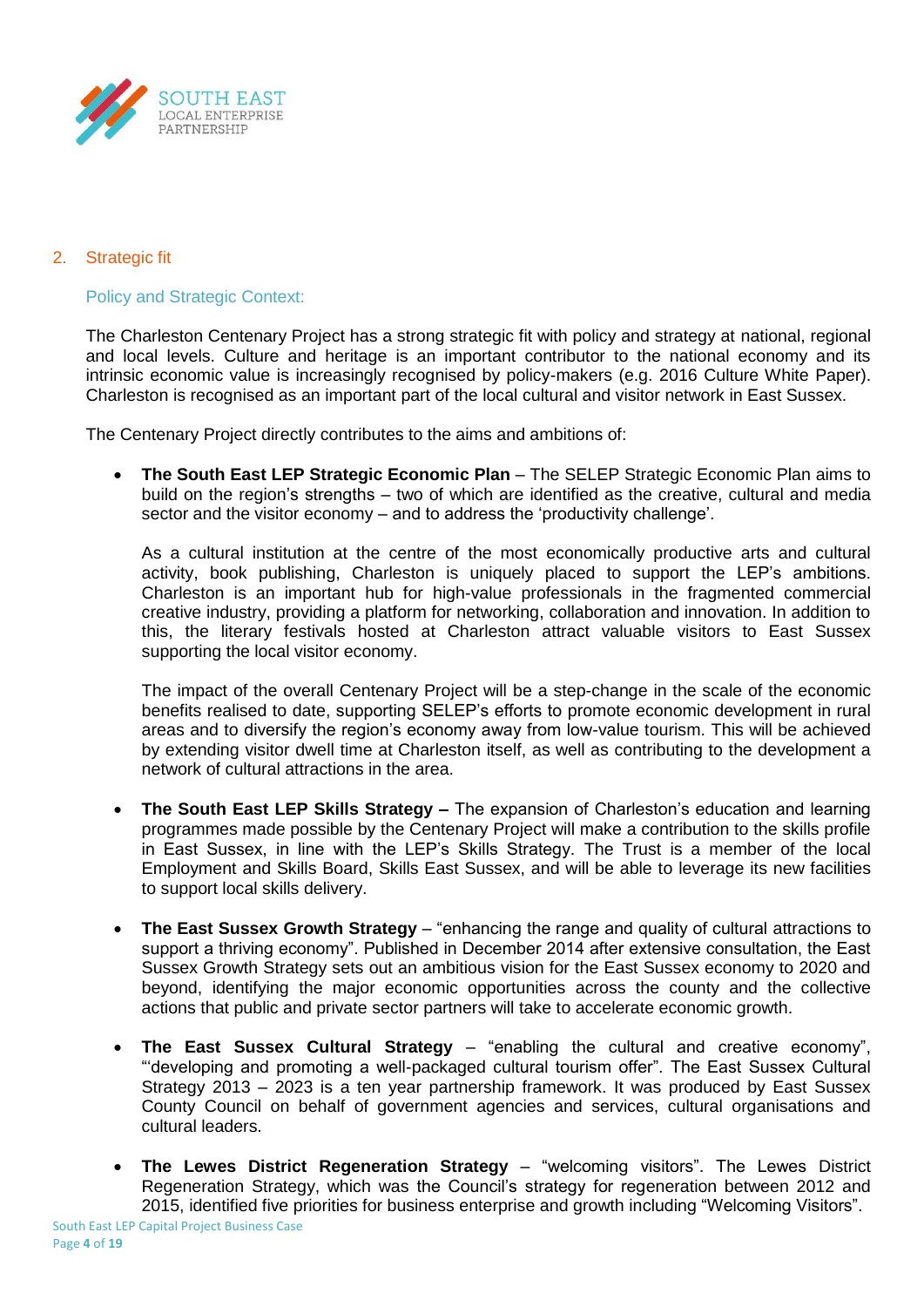## 2. Strategic fit

### Policy and Strategic Context:

The Charleston Centenary Project has a strong strategic fit with policy and strategy at national, regional and local levels. Culture and heritage is an important contributor to the national economy and its intrinsic economic value is increasingly recognised by policy-makers (e.g. 2016 Culture White Paper). Charleston is recognised as an important part of the local cultural and visitor network in East Sussex.

The Centenary Project directly contributes to the aims and ambitions of:

- **The South East LEP Strategic Economic Plan** – The SELEP Strategic Economic Plan aims to build on the region's strengths – two of which are identified as the creative, cultural and media sector and the visitor economy – and to address the 'productivity challenge'.

  As a cultural institution at the centre of the most economically productive arts and cultural activity, book publishing, Charleston is uniquely placed to support the LEP's ambitions. Charleston is an important hub for high-value professionals in the fragmented commercial creative industry, providing a platform for networking, collaboration and innovation. In addition to this, the literary festivals hosted at Charleston attract valuable visitors to East Sussex supporting the local visitor economy.

  The impact of the overall Centenary Project will be a step-change in the scale of the economic benefits realised to date, supporting SELEP's efforts to promote economic development in rural areas and to diversify the region's economy away from low-value tourism. This will be achieved by extending visitor dwell time at Charleston itself, as well as contributing to the development a network of cultural attractions in the area.

- **The South East LEP Skills Strategy –** The expansion of Charleston's education and learning programmes made possible by the Centenary Project will make a contribution to the skills profile in East Sussex, in line with the LEP's Skills Strategy. The Trust is a member of the local Employment and Skills Board, Skills East Sussex, and will be able to leverage its new facilities to support local skills delivery.

- **The East Sussex Growth Strategy** – "enhancing the range and quality of cultural attractions to support a thriving economy". Published in December 2014 after extensive consultation, the East Sussex Growth Strategy sets out an ambitious vision for the East Sussex economy to 2020 and beyond, identifying the major economic opportunities across the county and the collective actions that public and private sector partners will take to accelerate economic growth.

- **The East Sussex Cultural Strategy** – "enabling the cultural and creative economy", "'developing and promoting a well-packaged cultural tourism offer". The East Sussex Cultural Strategy 2013 – 2023 is a ten year partnership framework. It was produced by East Sussex County Council on behalf of government agencies and services, cultural organisations and cultural leaders.

- **The Lewes District Regeneration Strategy** – "welcoming visitors". The Lewes District Regeneration Strategy, which was the Council's strategy for regeneration between 2012 and 2015, identified five priorities for business enterprise and growth including "Welcoming Visitors".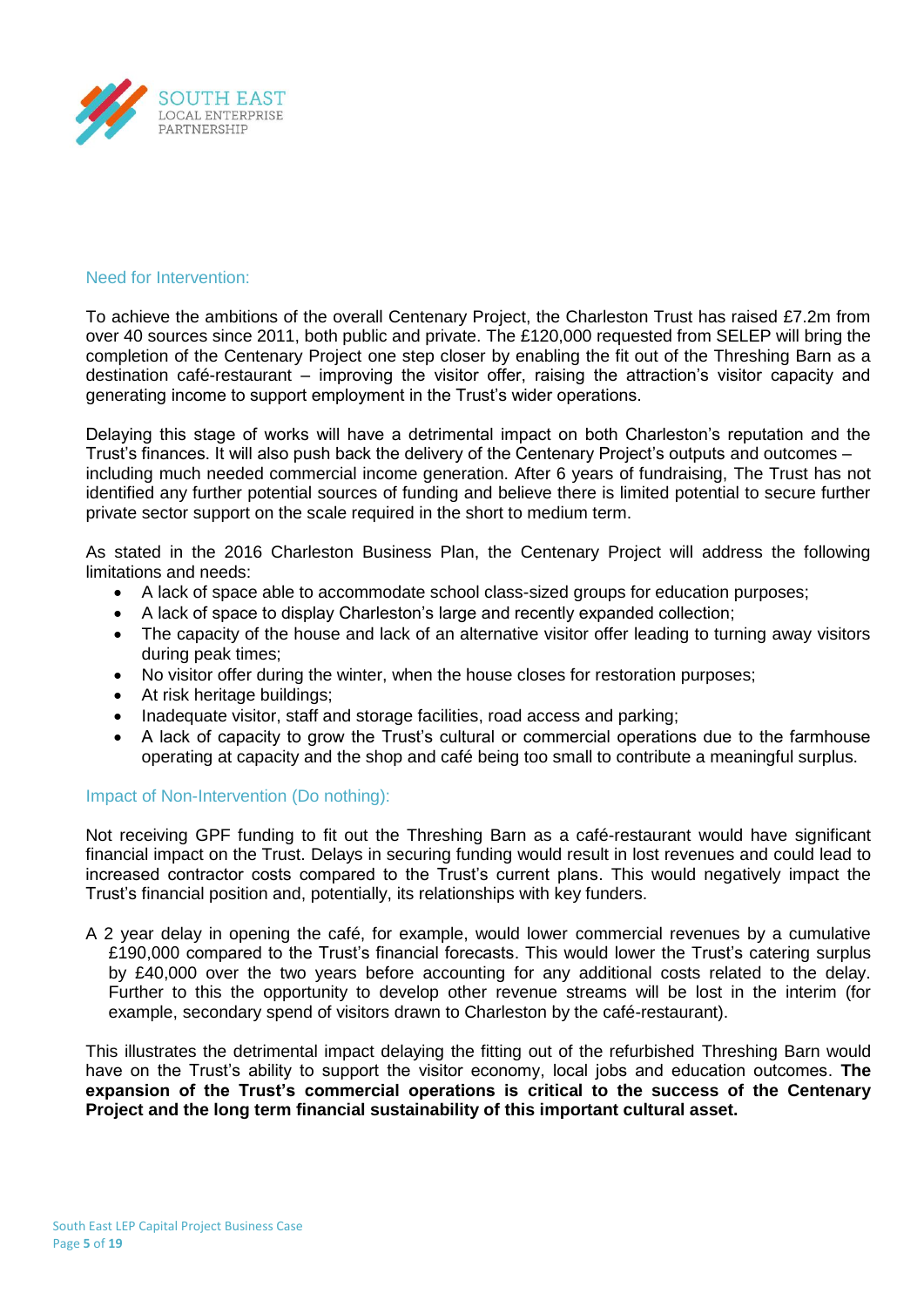### Need for Intervention:

To achieve the ambitions of the overall Centenary Project, the Charleston Trust has raised £7.2m from over 40 sources since 2011, both public and private. The £120,000 requested from SELEP will bring the completion of the Centenary Project one step closer by enabling the fit out of the Threshing Barn as a destination café-restaurant – improving the visitor offer, raising the attraction's visitor capacity and generating income to support employment in the Trust's wider operations.

Delaying this stage of works will have a detrimental impact on both Charleston's reputation and the Trust's finances. It will also push back the delivery of the Centenary Project's outputs and outcomes – including much needed commercial income generation. After 6 years of fundraising, The Trust has not identified any further potential sources of funding and believe there is limited potential to secure further private sector support on the scale required in the short to medium term.

As stated in the 2016 Charleston Business Plan, the Centenary Project will address the following limitations and needs:

- A lack of space able to accommodate school class-sized groups for education purposes;
- A lack of space to display Charleston's large and recently expanded collection;
- The capacity of the house and lack of an alternative visitor offer leading to turning away visitors during peak times;
- No visitor offer during the winter, when the house closes for restoration purposes;
- At risk heritage buildings;
- Inadequate visitor, staff and storage facilities, road access and parking;
- A lack of capacity to grow the Trust's cultural or commercial operations due to the farmhouse operating at capacity and the shop and café being too small to contribute a meaningful surplus.

### Impact of Non-Intervention (Do nothing):

Not receiving GPF funding to fit out the Threshing Barn as a café-restaurant would have significant financial impact on the Trust. Delays in securing funding would result in lost revenues and could lead to increased contractor costs compared to the Trust's current plans. This would negatively impact the Trust's financial position and, potentially, its relationships with key funders.

A 2 year delay in opening the café, for example, would lower commercial revenues by a cumulative £190,000 compared to the Trust's financial forecasts. This would lower the Trust's catering surplus by £40,000 over the two years before accounting for any additional costs related to the delay. Further to this the opportunity to develop other revenue streams will be lost in the interim (for example, secondary spend of visitors drawn to Charleston by the café-restaurant).

This illustrates the detrimental impact delaying the fitting out of the refurbished Threshing Barn would have on the Trust's ability to support the visitor economy, local jobs and education outcomes. **The expansion of the Trust's commercial operations is critical to the success of the Centenary Project and the long term financial sustainability of this important cultural asset.**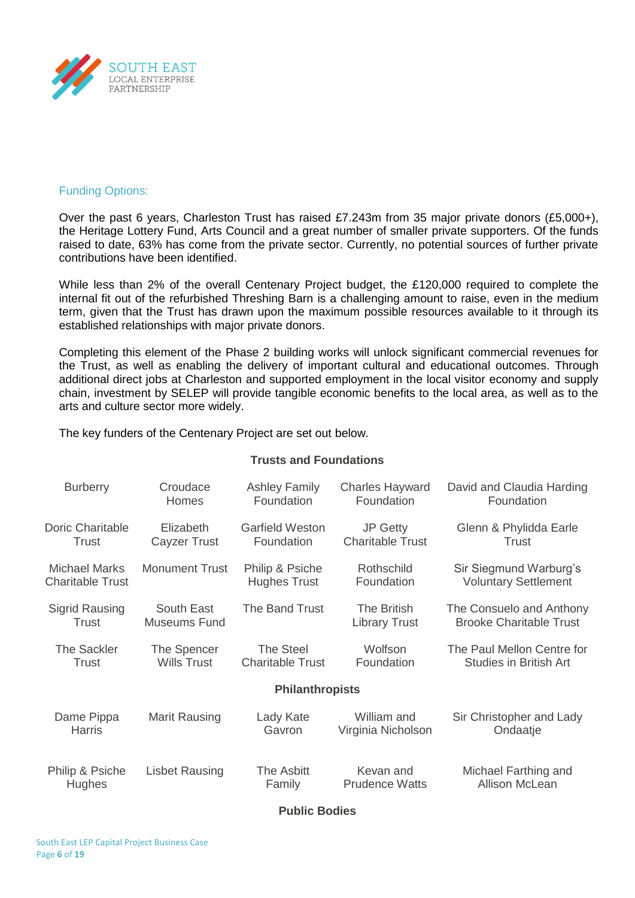## Funding Options:

Over the past 6 years, Charleston Trust has raised £7.243m from 35 major private donors (£5,000+), the Heritage Lottery Fund, Arts Council and a great number of smaller private supporters. Of the funds raised to date, 63% has come from the private sector. Currently, no potential sources of further private contributions have been identified.

While less than 2% of the overall Centenary Project budget, the £120,000 required to complete the internal fit out of the refurbished Threshing Barn is a challenging amount to raise, even in the medium term, given that the Trust has drawn upon the maximum possible resources available to it through its established relationships with major private donors.

Completing this element of the Phase 2 building works will unlock significant commercial revenues for the Trust, as well as enabling the delivery of important cultural and educational outcomes. Through additional direct jobs at Charleston and supported employment in the local visitor economy and supply chain, investment by SELEP will provide tangible economic benefits to the local area, as well as to the arts and culture sector more widely.

The key funders of the Centenary Project are set out below.

**Trusts and Foundations**

| | | | | |
|---|---|---|---|---|
| Burberry | Croudace Homes | Ashley Family Foundation | Charles Hayward Foundation | David and Claudia Harding Foundation |
| Doric Charitable Trust | Elizabeth Cayzer Trust | Garfield Weston Foundation | JP Getty Charitable Trust | Glenn & Phylidda Earle Trust |
| Michael Marks Charitable Trust | Monument Trust | Philip & Psiche Hughes Trust | Rothschild Foundation | Sir Siegmund Warburg's Voluntary Settlement |
| Sigrid Rausing Trust | South East Museums Fund | The Band Trust | The British Library Trust | The Consuelo and Anthony Brooke Charitable Trust |
| The Sackler Trust | The Spencer Wills Trust | The Steel Charitable Trust | Wolfson Foundation | The Paul Mellon Centre for Studies in British Art |

**Philanthropists**

| | | | | |
|---|---|---|---|---|
| Dame Pippa Harris | Marit Rausing | Lady Kate Gavron | William and Virginia Nicholson | Sir Christopher and Lady Ondaatje |
| Philip & Psiche Hughes | Lisbet Rausing | The Asbitt Family | Kevan and Prudence Watts | Michael Farthing and Allison McLean |

**Public Bodies**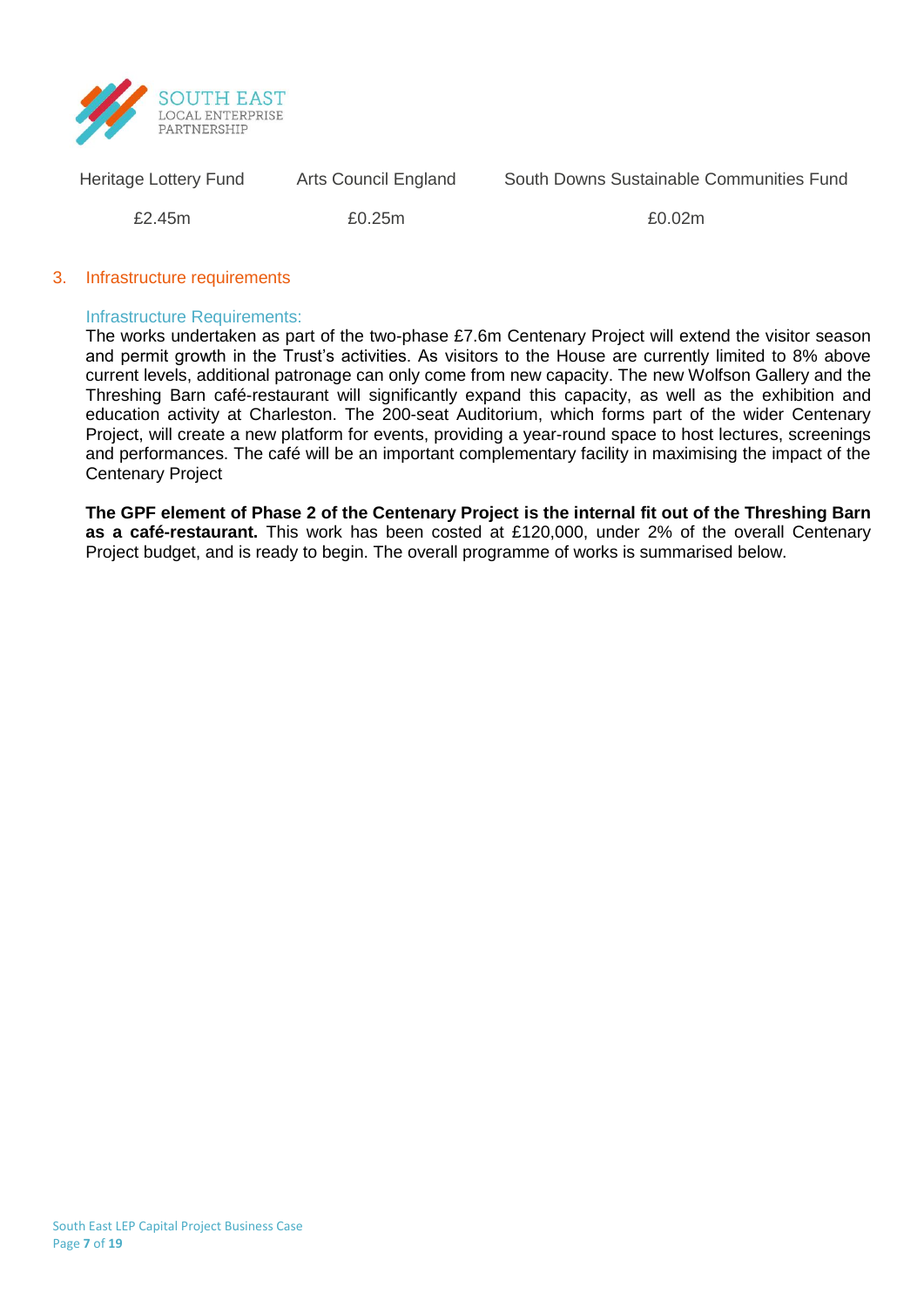| Heritage Lottery Fund | Arts Council England | South Downs Sustainable Communities Fund |
|---|---|---|
| £2.45m | £0.25m | £0.02m |

## 3. Infrastructure requirements

### Infrastructure Requirements:

The works undertaken as part of the two-phase £7.6m Centenary Project will extend the visitor season and permit growth in the Trust's activities. As visitors to the House are currently limited to 8% above current levels, additional patronage can only come from new capacity. The new Wolfson Gallery and the Threshing Barn café-restaurant will significantly expand this capacity, as well as the exhibition and education activity at Charleston. The 200-seat Auditorium, which forms part of the wider Centenary Project, will create a new platform for events, providing a year-round space to host lectures, screenings and performances. The café will be an important complementary facility in maximising the impact of the Centenary Project

**The GPF element of Phase 2 of the Centenary Project is the internal fit out of the Threshing Barn as a café-restaurant.** This work has been costed at £120,000, under 2% of the overall Centenary Project budget, and is ready to begin. The overall programme of works is summarised below.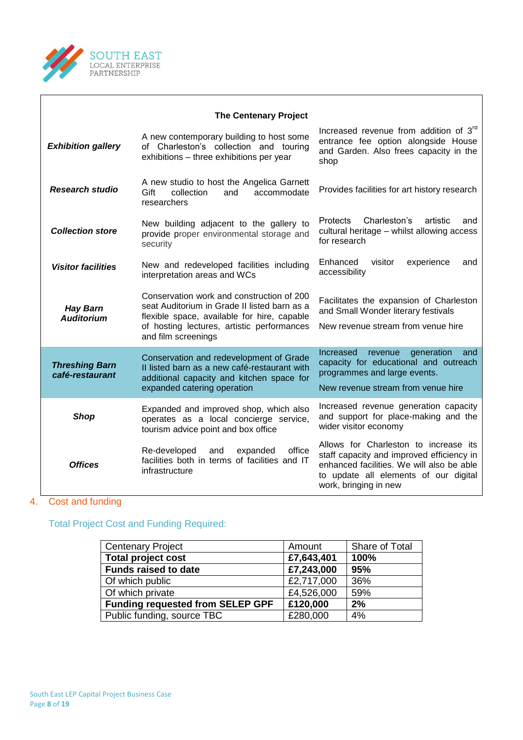| The Centenary Project | | |
|---|---|---|
| ***Exhibition gallery*** | A new contemporary building to host some of Charleston's collection and touring exhibitions – three exhibitions per year | Increased revenue from addition of 3rd entrance fee option alongside House and Garden. Also frees capacity in the shop |
| ***Research studio*** | A new studio to host the Angelica Garnett Gift collection and accommodate researchers | Provides facilities for art history research |
| ***Collection store*** | New building adjacent to the gallery to provide proper environmental storage and security | Protects Charleston's artistic and cultural heritage – whilst allowing access for research |
| ***Visitor facilities*** | New and redeveloped facilities including interpretation areas and WCs | Enhanced visitor experience and accessibility |
| ***Hay Barn Auditorium*** | Conservation work and construction of 200 seat Auditorium in Grade II listed barn as a flexible space, available for hire, capable of hosting lectures, artistic performances and film screenings | Facilitates the expansion of Charleston and Small Wonder literary festivals<br><br>New revenue stream from venue hire |
| ***Threshing Barn café-restaurant*** | Conservation and redevelopment of Grade II listed barn as a new café-restaurant with additional capacity and kitchen space for expanded catering operation | Increased revenue generation and capacity for educational and outreach programmes and large events.<br><br>New revenue stream from venue hire |
| ***Shop*** | Expanded and improved shop, which also operates as a local concierge service, tourism advice point and box office | Increased revenue generation capacity and support for place-making and the wider visitor economy |
| ***Offices*** | Re-developed and expanded office facilities both in terms of facilities and IT infrastructure | Allows for Charleston to increase its staff capacity and improved efficiency in enhanced facilities. We will also be able to update all elements of our digital work, bringing in new |

## 4. Cost and funding

### Total Project Cost and Funding Required:

| Centenary Project | Amount | Share of Total |
|---|---|---|
| **Total project cost** | **£7,643,401** | **100%** |
| **Funds raised to date** | **£7,243,000** | **95%** |
| Of which public | £2,717,000 | 36% |
| Of which private | £4,526,000 | 59% |
| **Funding requested from SELEP GPF** | **£120,000** | **2%** |
| Public funding, source TBC | £280,000 | 4% |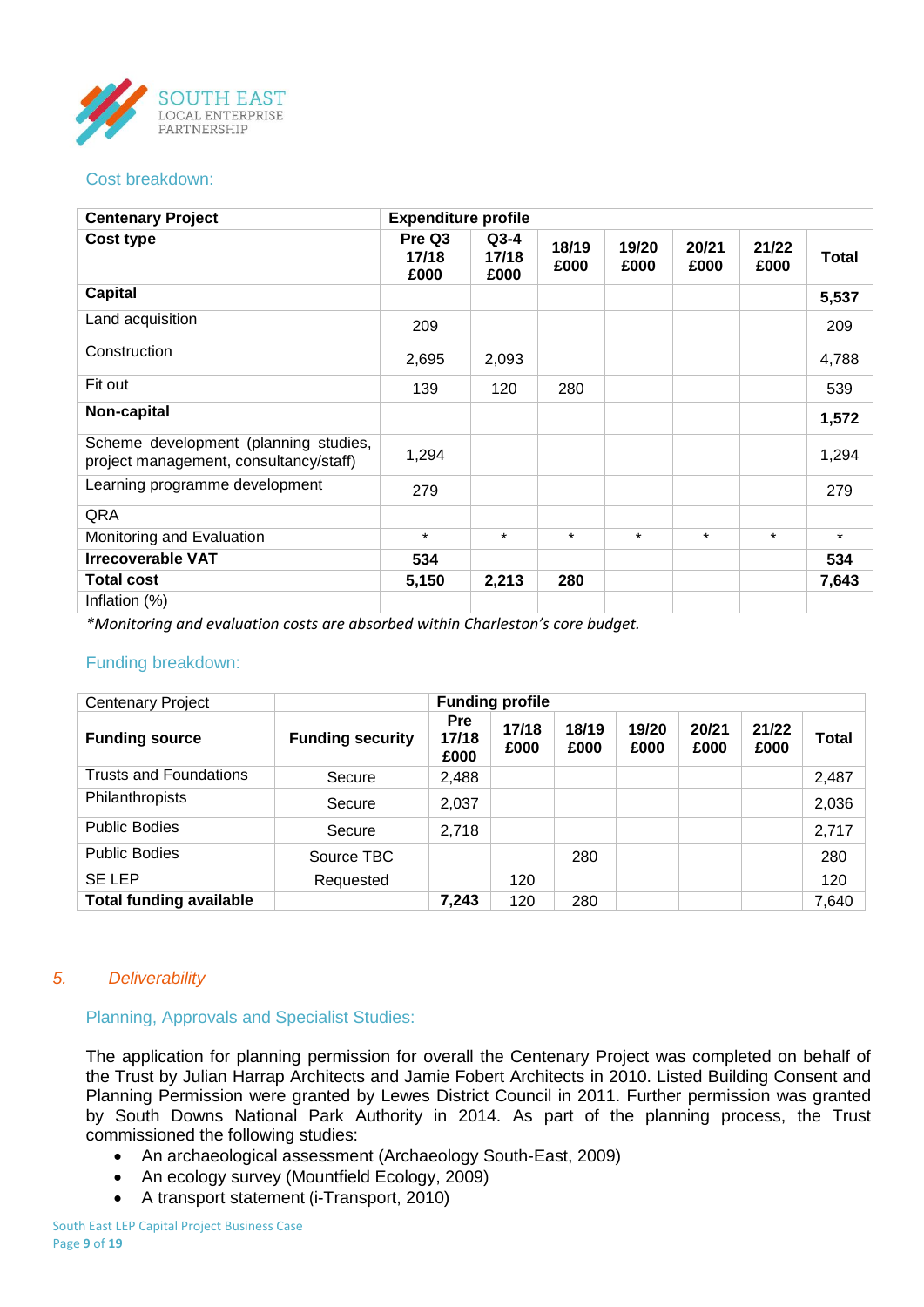### Cost breakdown:

| Centenary Project | Expenditure profile | | | | | | |
|---|---|---|---|---|---|---|---|
| **Cost type** | **Pre Q3 17/18 £000** | **Q3-4 17/18 £000** | **18/19 £000** | **19/20 £000** | **20/21 £000** | **21/22 £000** | **Total** |
| **Capital** | | | | | | | **5,537** |
| Land acquisition | 209 | | | | | | 209 |
| Construction | 2,695 | 2,093 | | | | | 4,788 |
| Fit out | 139 | 120 | 280 | | | | 539 |
| **Non-capital** | | | | | | | **1,572** |
| Scheme development (planning studies, project management, consultancy/staff) | 1,294 | | | | | | 1,294 |
| Learning programme development | 279 | | | | | | 279 |
| QRA | | | | | | | |
| Monitoring and Evaluation | * | * | * | * | * | * | * |
| **Irrecoverable VAT** | **534** | | | | | | **534** |
| **Total cost** | **5,150** | **2,213** | **280** | | | | **7,643** |
| Inflation (%) | | | | | | | |

*\*Monitoring and evaluation costs are absorbed within Charleston's core budget.*

### Funding breakdown:

| Centenary Project | | Funding profile | | | | | | |
|---|---|---|---|---|---|---|---|---|
| **Funding source** | **Funding security** | **Pre 17/18 £000** | **17/18 £000** | **18/19 £000** | **19/20 £000** | **20/21 £000** | **21/22 £000** | **Total** |
| Trusts and Foundations | Secure | 2,488 | | | | | | 2,487 |
| Philanthropists | Secure | 2,037 | | | | | | 2,036 |
| Public Bodies | Secure | 2,718 | | | | | | 2,717 |
| Public Bodies | Source TBC | | | 280 | | | | 280 |
| SE LEP | Requested | | 120 | | | | | 120 |
| **Total funding available** | | **7,243** | 120 | 280 | | | | 7,640 |

## 5. Deliverability

### Planning, Approvals and Specialist Studies:

The application for planning permission for overall the Centenary Project was completed on behalf of the Trust by Julian Harrap Architects and Jamie Fobert Architects in 2010. Listed Building Consent and Planning Permission were granted by Lewes District Council in 2011. Further permission was granted by South Downs National Park Authority in 2014. As part of the planning process, the Trust commissioned the following studies:

- An archaeological assessment (Archaeology South-East, 2009)
- An ecology survey (Mountfield Ecology, 2009)
- A transport statement (i-Transport, 2010)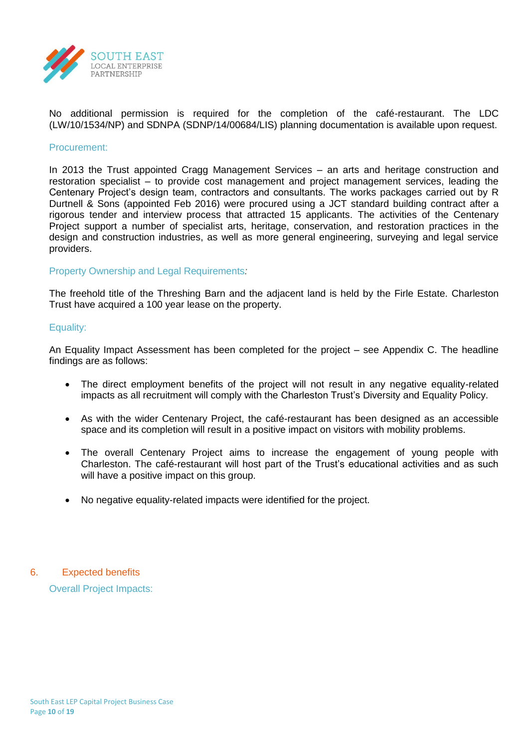No additional permission is required for the completion of the café-restaurant. The LDC (LW/10/1534/NP) and SDNPA (SDNP/14/00684/LIS) planning documentation is available upon request.

### Procurement:

In 2013 the Trust appointed Cragg Management Services – an arts and heritage construction and restoration specialist – to provide cost management and project management services, leading the Centenary Project's design team, contractors and consultants. The works packages carried out by R Durtnell & Sons (appointed Feb 2016) were procured using a JCT standard building contract after a rigorous tender and interview process that attracted 15 applicants. The activities of the Centenary Project support a number of specialist arts, heritage, conservation, and restoration practices in the design and construction industries, as well as more general engineering, surveying and legal service providers.

### Property Ownership and Legal Requirements:

The freehold title of the Threshing Barn and the adjacent land is held by the Firle Estate. Charleston Trust have acquired a 100 year lease on the property.

### Equality:

An Equality Impact Assessment has been completed for the project – see Appendix C. The headline findings are as follows:

- The direct employment benefits of the project will not result in any negative equality-related impacts as all recruitment will comply with the Charleston Trust's Diversity and Equality Policy.
- As with the wider Centenary Project, the café-restaurant has been designed as an accessible space and its completion will result in a positive impact on visitors with mobility problems.
- The overall Centenary Project aims to increase the engagement of young people with Charleston. The café-restaurant will host part of the Trust's educational activities and as such will have a positive impact on this group.
- No negative equality-related impacts were identified for the project.

## 6. Expected benefits

### Overall Project Impacts: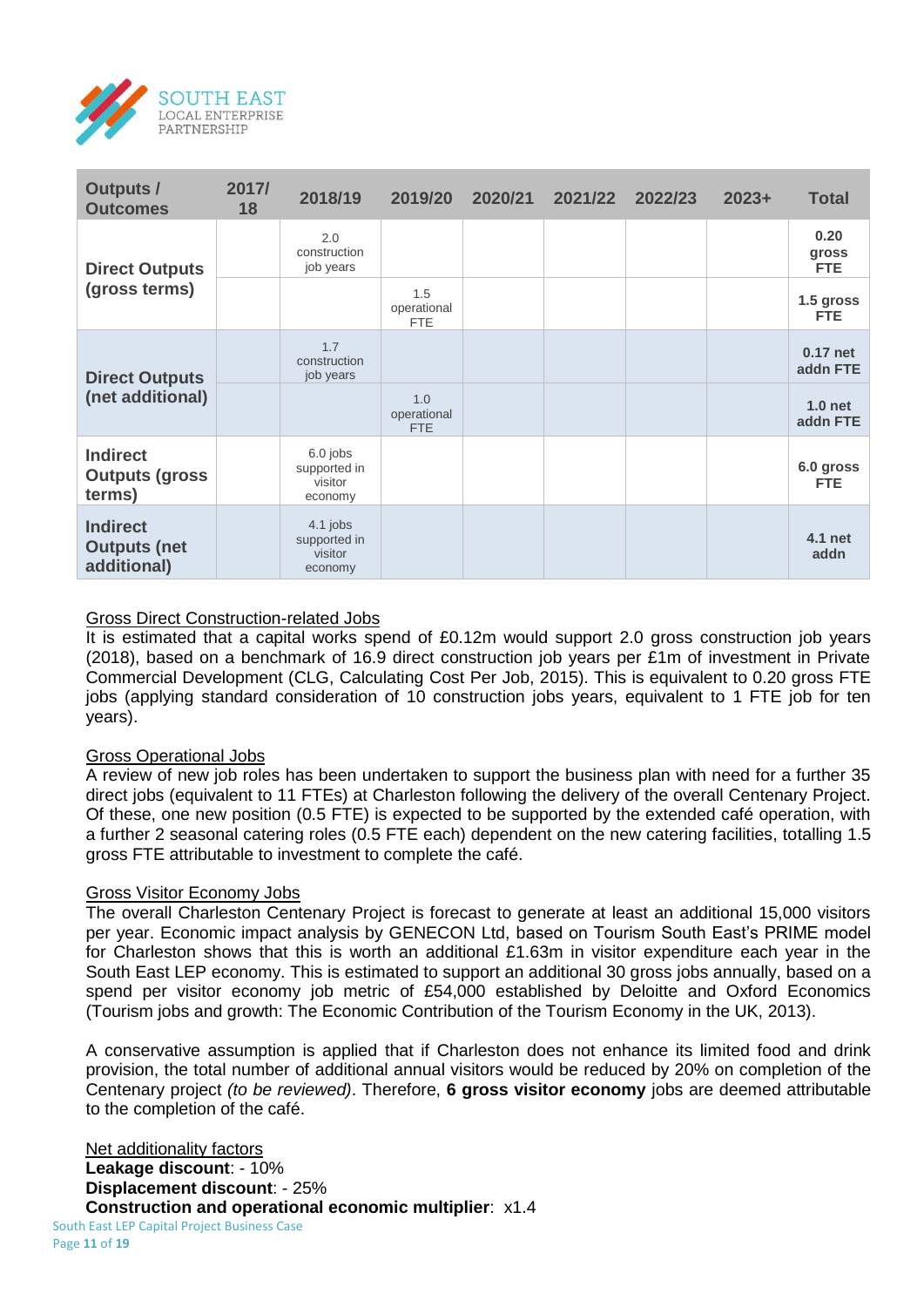| Outputs / Outcomes | 2017/18 | 2018/19 | 2019/20 | 2020/21 | 2021/22 | 2022/23 | 2023+ | Total |
|---|---|---|---|---|---|---|---|---|
| **Direct Outputs (gross terms)** | | 2.0 construction job years | | | | | | **0.20 gross FTE** |
| | | | 1.5 operational FTE | | | | | **1.5 gross FTE** |
| **Direct Outputs (net additional)** | | 1.7 construction job years | | | | | | **0.17 net addn FTE** |
| | | | 1.0 operational FTE | | | | | **1.0 net addn FTE** |
| **Indirect Outputs (gross terms)** | | 6.0 jobs supported in visitor economy | | | | | | **6.0 gross FTE** |
| **Indirect Outputs (net additional)** | | 4.1 jobs supported in visitor economy | | | | | | **4.1 net addn** |

Gross Direct Construction-related Jobs

It is estimated that a capital works spend of £0.12m would support 2.0 gross construction job years (2018), based on a benchmark of 16.9 direct construction job years per £1m of investment in Private Commercial Development (CLG, Calculating Cost Per Job, 2015). This is equivalent to 0.20 gross FTE jobs (applying standard consideration of 10 construction jobs years, equivalent to 1 FTE job for ten years).

Gross Operational Jobs

A review of new job roles has been undertaken to support the business plan with need for a further 35 direct jobs (equivalent to 11 FTEs) at Charleston following the delivery of the overall Centenary Project. Of these, one new position (0.5 FTE) is expected to be supported by the extended café operation, with a further 2 seasonal catering roles (0.5 FTE each) dependent on the new catering facilities, totalling 1.5 gross FTE attributable to investment to complete the café.

Gross Visitor Economy Jobs

The overall Charleston Centenary Project is forecast to generate at least an additional 15,000 visitors per year. Economic impact analysis by GENECON Ltd, based on Tourism South East's PRIME model for Charleston shows that this is worth an additional £1.63m in visitor expenditure each year in the South East LEP economy. This is estimated to support an additional 30 gross jobs annually, based on a spend per visitor economy job metric of £54,000 established by Deloitte and Oxford Economics (Tourism jobs and growth: The Economic Contribution of the Tourism Economy in the UK, 2013).

A conservative assumption is applied that if Charleston does not enhance its limited food and drink provision, the total number of additional annual visitors would be reduced by 20% on completion of the Centenary project *(to be reviewed)*. Therefore, **6 gross visitor economy** jobs are deemed attributable to the completion of the café.

Net additionality factors

**Leakage discount**: - 10%
**Displacement discount**: - 25%
**Construction and operational economic multiplier**: x1.4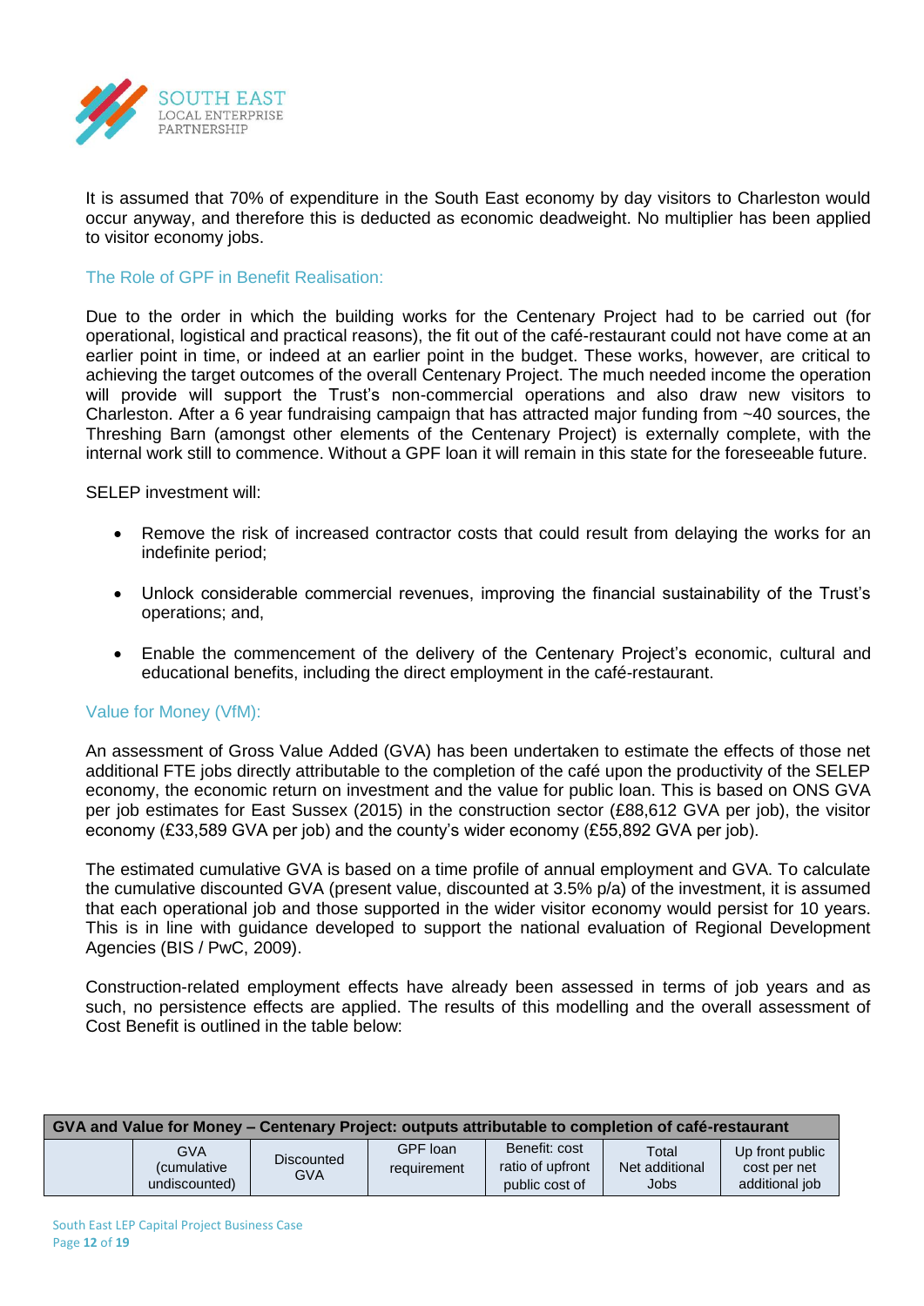It is assumed that 70% of expenditure in the South East economy by day visitors to Charleston would occur anyway, and therefore this is deducted as economic deadweight. No multiplier has been applied to visitor economy jobs.

### The Role of GPF in Benefit Realisation:

Due to the order in which the building works for the Centenary Project had to be carried out (for operational, logistical and practical reasons), the fit out of the café-restaurant could not have come at an earlier point in time, or indeed at an earlier point in the budget. These works, however, are critical to achieving the target outcomes of the overall Centenary Project. The much needed income the operation will provide will support the Trust's non-commercial operations and also draw new visitors to Charleston. After a 6 year fundraising campaign that has attracted major funding from ~40 sources, the Threshing Barn (amongst other elements of the Centenary Project) is externally complete, with the internal work still to commence. Without a GPF loan it will remain in this state for the foreseeable future.

SELEP investment will:

- Remove the risk of increased contractor costs that could result from delaying the works for an indefinite period;
- Unlock considerable commercial revenues, improving the financial sustainability of the Trust's operations; and,
- Enable the commencement of the delivery of the Centenary Project's economic, cultural and educational benefits, including the direct employment in the café-restaurant.

### Value for Money (VfM):

An assessment of Gross Value Added (GVA) has been undertaken to estimate the effects of those net additional FTE jobs directly attributable to the completion of the café upon the productivity of the SELEP economy, the economic return on investment and the value for public loan. This is based on ONS GVA per job estimates for East Sussex (2015) in the construction sector (£88,612 GVA per job), the visitor economy (£33,589 GVA per job) and the county's wider economy (£55,892 GVA per job).

The estimated cumulative GVA is based on a time profile of annual employment and GVA. To calculate the cumulative discounted GVA (present value, discounted at 3.5% p/a) of the investment, it is assumed that each operational job and those supported in the wider visitor economy would persist for 10 years. This is in line with guidance developed to support the national evaluation of Regional Development Agencies (BIS / PwC, 2009).

Construction-related employment effects have already been assessed in terms of job years and as such, no persistence effects are applied. The results of this modelling and the overall assessment of Cost Benefit is outlined in the table below:

| GVA and Value for Money – Centenary Project: outputs attributable to completion of café-restaurant | | | | | | |
|---|---|---|---|---|---|---|
| | GVA (cumulative undiscounted) | Discounted GVA | GPF loan requirement | Benefit: cost ratio of upfront public cost of | Total Net additional Jobs | Up front public cost per net additional job |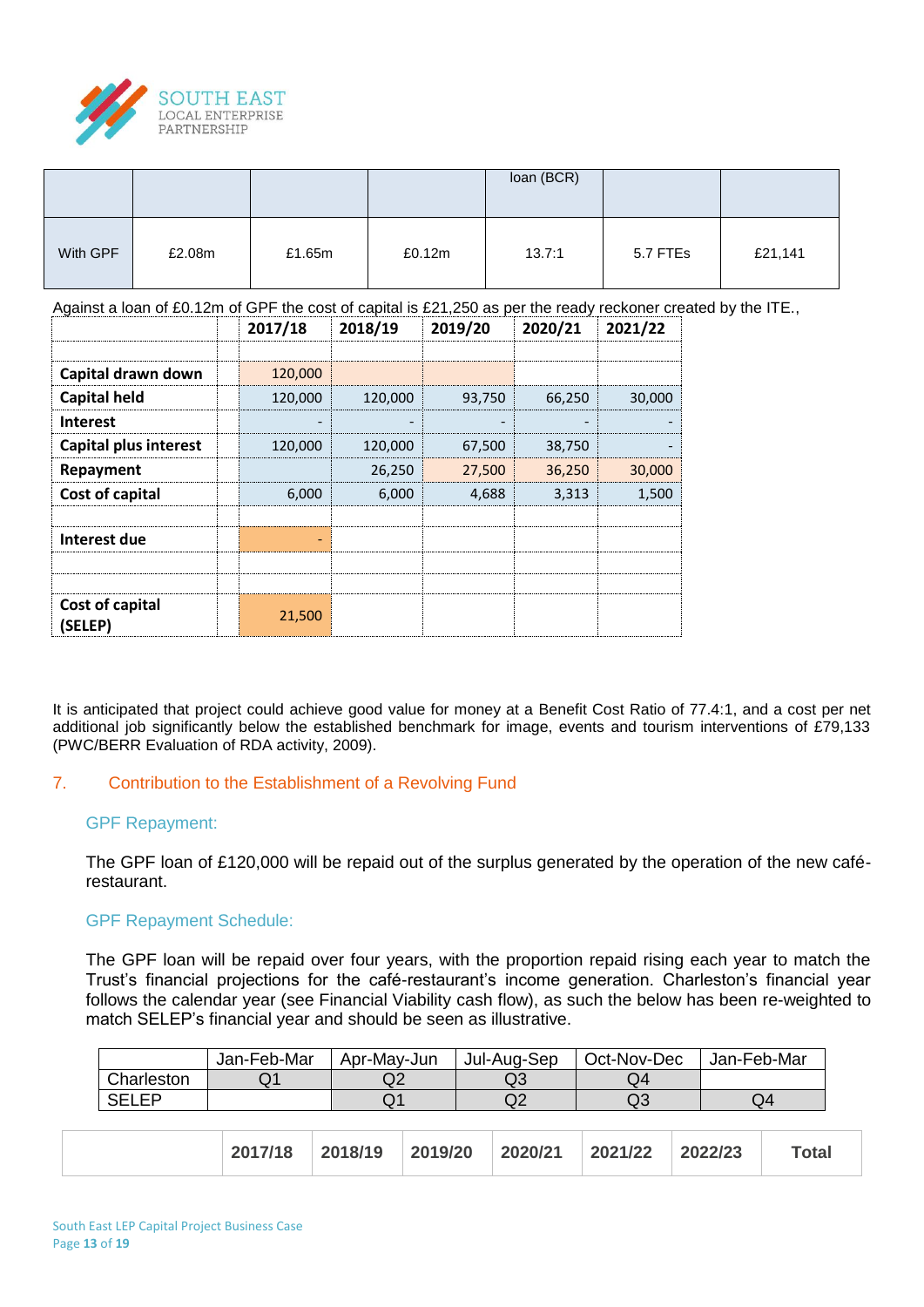|  |  |  |  | loan (BCR) |  |  |
|---|---|---|---|---|---|---|
| With GPF | £2.08m | £1.65m | £0.12m | 13.7:1 | 5.7 FTEs | £21,141 |

Against a loan of £0.12m of GPF the cost of capital is £21,250 as per the ready reckoner created by the ITE.,

|  |  | 2017/18 | 2018/19 | 2019/20 | 2020/21 | 2021/22 |
|---|---|---|---|---|---|---|
|  |  |  |  |  |  |  |
| **Capital drawn down** |  | 120,000 |  |  |  |  |
| **Capital held** |  | 120,000 | 120,000 | 93,750 | 66,250 | 30,000 |
| **Interest** |  | - | - | - | - | - |
| **Capital plus interest** |  | 120,000 | 120,000 | 67,500 | 38,750 | - |
| **Repayment** |  |  | 26,250 | 27,500 | 36,250 | 30,000 |
| **Cost of capital** |  | 6,000 | 6,000 | 4,688 | 3,313 | 1,500 |
|  |  |  |  |  |  |  |
| **Interest due** |  | - |  |  |  |  |
|  |  |  |  |  |  |  |
|  |  |  |  |  |  |  |
| **Cost of capital (SELEP)** |  | 21,500 |  |  |  |  |

It is anticipated that project could achieve good value for money at a Benefit Cost Ratio of 77.4:1, and a cost per net additional job significantly below the established benchmark for image, events and tourism interventions of £79,133 (PWC/BERR Evaluation of RDA activity, 2009).

## 7. Contribution to the Establishment of a Revolving Fund

### GPF Repayment:

The GPF loan of £120,000 will be repaid out of the surplus generated by the operation of the new café-restaurant.

### GPF Repayment Schedule:

The GPF loan will be repaid over four years, with the proportion repaid rising each year to match the Trust's financial projections for the café-restaurant's income generation. Charleston's financial year follows the calendar year (see Financial Viability cash flow), as such the below has been re-weighted to match SELEP's financial year and should be seen as illustrative.

|  | Jan-Feb-Mar | Apr-May-Jun | Jul-Aug-Sep | Oct-Nov-Dec | Jan-Feb-Mar |
|---|---|---|---|---|---|
| Charleston | Q1 | Q2 | Q3 | Q4 |  |
| SELEP |  | Q1 | Q2 | Q3 | Q4 |

|  | 2017/18 | 2018/19 | 2019/20 | 2020/21 | 2021/22 | 2022/23 | Total |
|---|---|---|---|---|---|---|---|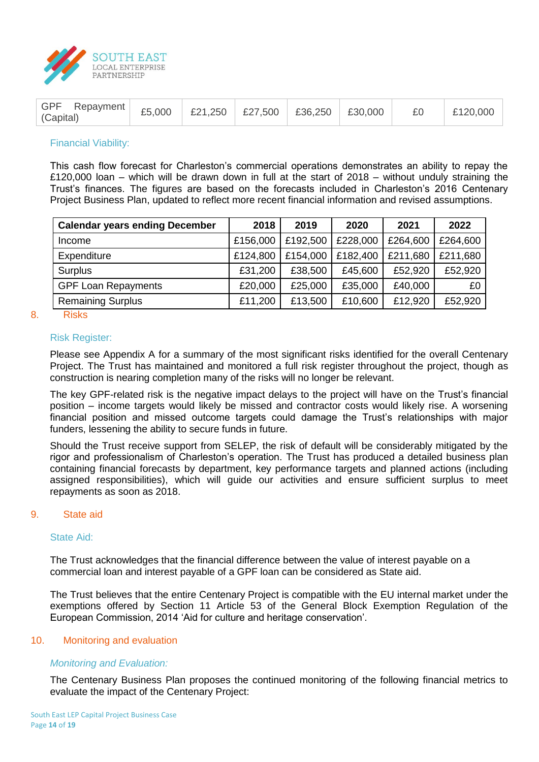| GPF Repayment (Capital) | £5,000 | £21,250 | £27,500 | £36,250 | £30,000 | £0 | £120,000 |
|---|---|---|---|---|---|---|---|

### Financial Viability:

This cash flow forecast for Charleston's commercial operations demonstrates an ability to repay the £120,000 loan – which will be drawn down in full at the start of 2018 – without unduly straining the Trust's finances. The figures are based on the forecasts included in Charleston's 2016 Centenary Project Business Plan, updated to reflect more recent financial information and revised assumptions.

| **Calendar years ending December** | **2018** | **2019** | **2020** | **2021** | **2022** |
|---|---|---|---|---|---|
| Income | £156,000 | £192,500 | £228,000 | £264,600 | £264,600 |
| Expenditure | £124,800 | £154,000 | £182,400 | £211,680 | £211,680 |
| Surplus | £31,200 | £38,500 | £45,600 | £52,920 | £52,920 |
| GPF Loan Repayments | £20,000 | £25,000 | £35,000 | £40,000 | £0 |
| Remaining Surplus | £11,200 | £13,500 | £10,600 | £12,920 | £52,920 |

## 8. Risks

### Risk Register:

Please see Appendix A for a summary of the most significant risks identified for the overall Centenary Project. The Trust has maintained and monitored a full risk register throughout the project, though as construction is nearing completion many of the risks will no longer be relevant.

The key GPF-related risk is the negative impact delays to the project will have on the Trust's financial position – income targets would likely be missed and contractor costs would likely rise. A worsening financial position and missed outcome targets could damage the Trust's relationships with major funders, lessening the ability to secure funds in future.

Should the Trust receive support from SELEP, the risk of default will be considerably mitigated by the rigor and professionalism of Charleston's operation. The Trust has produced a detailed business plan containing financial forecasts by department, key performance targets and planned actions (including assigned responsibilities), which will guide our activities and ensure sufficient surplus to meet repayments as soon as 2018.

## 9. State aid

### State Aid:

The Trust acknowledges that the financial difference between the value of interest payable on a commercial loan and interest payable of a GPF loan can be considered as State aid.

The Trust believes that the entire Centenary Project is compatible with the EU internal market under the exemptions offered by Section 11 Article 53 of the General Block Exemption Regulation of the European Commission, 2014 'Aid for culture and heritage conservation'.

## 10. Monitoring and evaluation

### *Monitoring and Evaluation:*

The Centenary Business Plan proposes the continued monitoring of the following financial metrics to evaluate the impact of the Centenary Project: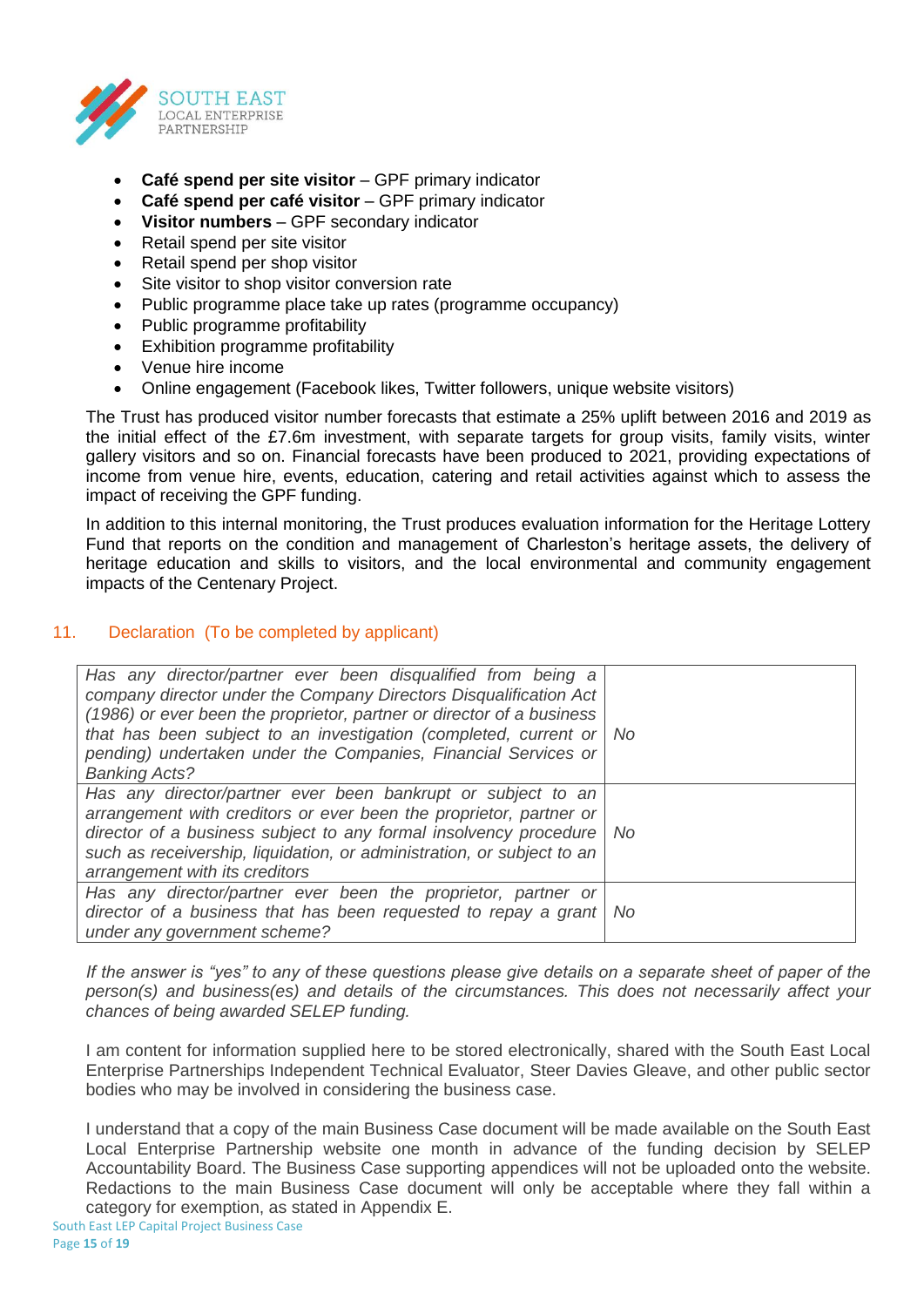- **Café spend per site visitor** – GPF primary indicator
- **Café spend per café visitor** – GPF primary indicator
- **Visitor numbers** – GPF secondary indicator
- Retail spend per site visitor
- Retail spend per shop visitor
- Site visitor to shop visitor conversion rate
- Public programme place take up rates (programme occupancy)
- Public programme profitability
- Exhibition programme profitability
- Venue hire income
- Online engagement (Facebook likes, Twitter followers, unique website visitors)

The Trust has produced visitor number forecasts that estimate a 25% uplift between 2016 and 2019 as the initial effect of the £7.6m investment, with separate targets for group visits, family visits, winter gallery visitors and so on. Financial forecasts have been produced to 2021, providing expectations of income from venue hire, events, education, catering and retail activities against which to assess the impact of receiving the GPF funding.

In addition to this internal monitoring, the Trust produces evaluation information for the Heritage Lottery Fund that reports on the condition and management of Charleston's heritage assets, the delivery of heritage education and skills to visitors, and the local environmental and community engagement impacts of the Centenary Project.

## 11. Declaration (To be completed by applicant)

| | |
|---|---|
| *Has any director/partner ever been disqualified from being a company director under the Company Directors Disqualification Act (1986) or ever been the proprietor, partner or director of a business that has been subject to an investigation (completed, current or pending) undertaken under the Companies, Financial Services or Banking Acts?* | *No* |
| *Has any director/partner ever been bankrupt or subject to an arrangement with creditors or ever been the proprietor, partner or director of a business subject to any formal insolvency procedure such as receivership, liquidation, or administration, or subject to an arrangement with its creditors* | *No* |
| *Has any director/partner ever been the proprietor, partner or director of a business that has been requested to repay a grant under any government scheme?* | *No* |

*If the answer is "yes" to any of these questions please give details on a separate sheet of paper of the person(s) and business(es) and details of the circumstances. This does not necessarily affect your chances of being awarded SELEP funding.*

I am content for information supplied here to be stored electronically, shared with the South East Local Enterprise Partnerships Independent Technical Evaluator, Steer Davies Gleave, and other public sector bodies who may be involved in considering the business case.

I understand that a copy of the main Business Case document will be made available on the South East Local Enterprise Partnership website one month in advance of the funding decision by SELEP Accountability Board. The Business Case supporting appendices will not be uploaded onto the website. Redactions to the main Business Case document will only be acceptable where they fall within a category for exemption, as stated in Appendix E.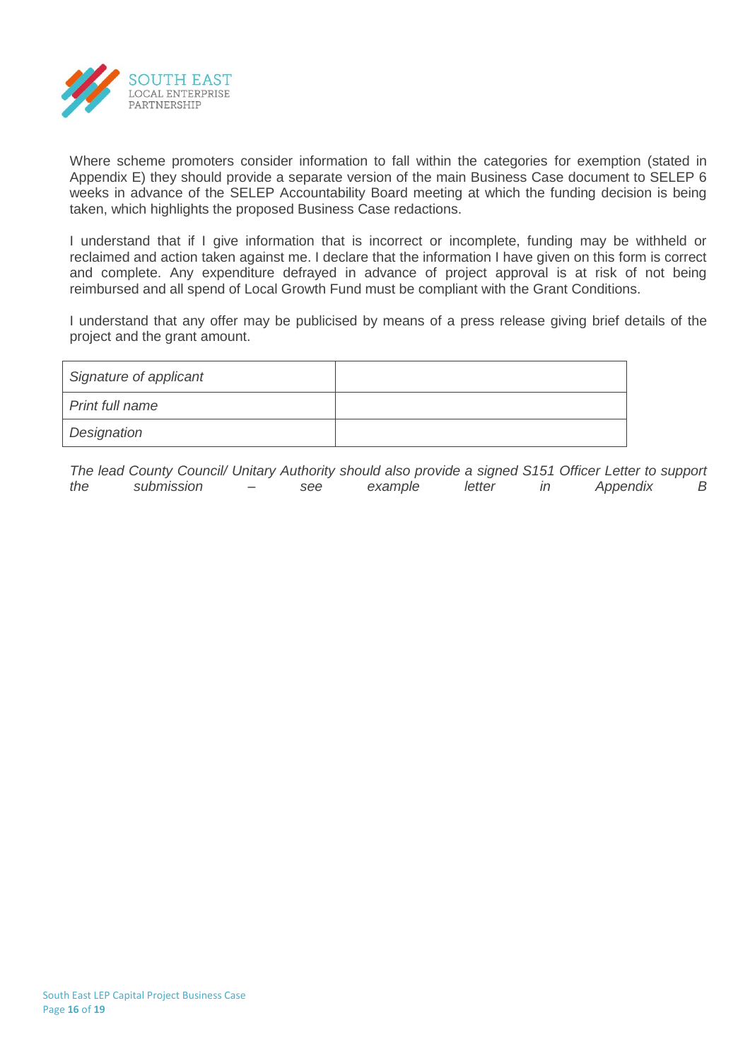Where scheme promoters consider information to fall within the categories for exemption (stated in Appendix E) they should provide a separate version of the main Business Case document to SELEP 6 weeks in advance of the SELEP Accountability Board meeting at which the funding decision is being taken, which highlights the proposed Business Case redactions.

I understand that if I give information that is incorrect or incomplete, funding may be withheld or reclaimed and action taken against me. I declare that the information I have given on this form is correct and complete. Any expenditure defrayed in advance of project approval is at risk of not being reimbursed and all spend of Local Growth Fund must be compliant with the Grant Conditions.

I understand that any offer may be publicised by means of a press release giving brief details of the project and the grant amount.

| *Signature of applicant* | |
|---|---|
| *Print full name* | |
| *Designation* | |

*The lead County Council/ Unitary Authority should also provide a signed S151 Officer Letter to support the submission – see example letter in Appendix B*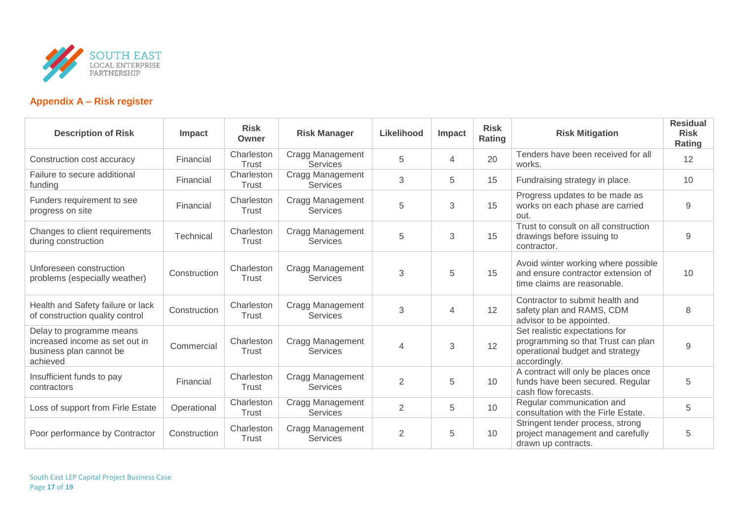## Appendix A – Risk register

| Description of Risk | Impact | Risk Owner | Risk Manager | Likelihood | Impact | Risk Rating | Risk Mitigation | Residual Risk Rating |
|---|---|---|---|---|---|---|---|---|
| Construction cost accuracy | Financial | Charleston Trust | Cragg Management Services | 5 | 4 | 20 | Tenders have been received for all works. | 12 |
| Failure to secure additional funding | Financial | Charleston Trust | Cragg Management Services | 3 | 5 | 15 | Fundraising strategy in place. | 10 |
| Funders requirement to see progress on site | Financial | Charleston Trust | Cragg Management Services | 5 | 3 | 15 | Progress updates to be made as works on each phase are carried out. | 9 |
| Changes to client requirements during construction | Technical | Charleston Trust | Cragg Management Services | 5 | 3 | 15 | Trust to consult on all construction drawings before issuing to contractor. | 9 |
| Unforeseen construction problems (especially weather) | Construction | Charleston Trust | Cragg Management Services | 3 | 5 | 15 | Avoid winter working where possible and ensure contractor extension of time claims are reasonable. | 10 |
| Health and Safety failure or lack of construction quality control | Construction | Charleston Trust | Cragg Management Services | 3 | 4 | 12 | Contractor to submit health and safety plan and RAMS, CDM advisor to be appointed. | 8 |
| Delay to programme means increased income as set out in business plan cannot be achieved | Commercial | Charleston Trust | Cragg Management Services | 4 | 3 | 12 | Set realistic expectations for programming so that Trust can plan operational budget and strategy accordingly. | 9 |
| Insufficient funds to pay contractors | Financial | Charleston Trust | Cragg Management Services | 2 | 5 | 10 | A contract will only be places once funds have been secured. Regular cash flow forecasts. | 5 |
| Loss of support from Firle Estate | Operational | Charleston Trust | Cragg Management Services | 2 | 5 | 10 | Regular communication and consultation with the Firle Estate. | 5 |
| Poor performance by Contractor | Construction | Charleston Trust | Cragg Management Services | 2 | 5 | 10 | Stringent tender process, strong project management and carefully drawn up contracts. | 5 |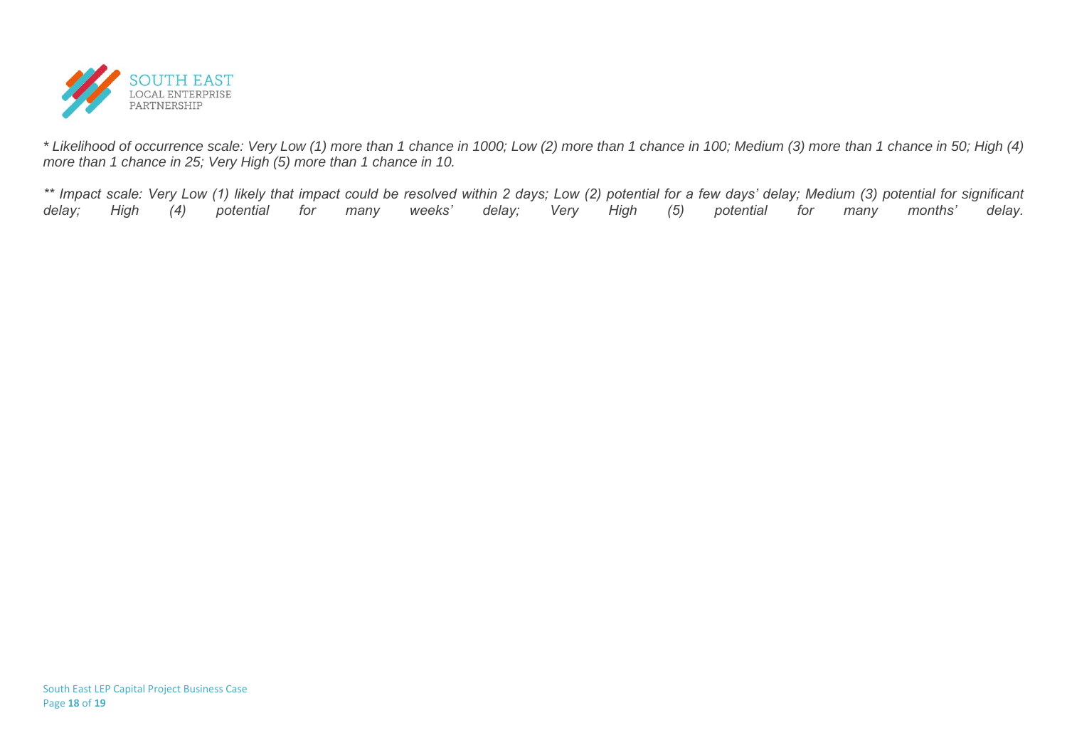*\* Likelihood of occurrence scale: Very Low (1) more than 1 chance in 1000; Low (2) more than 1 chance in 100; Medium (3) more than 1 chance in 50; High (4) more than 1 chance in 25; Very High (5) more than 1 chance in 10.*

*\*\* Impact scale: Very Low (1) likely that impact could be resolved within 2 days; Low (2) potential for a few days' delay; Medium (3) potential for significant delay; High (4) potential for many weeks' delay; Very High (5) potential for many months' delay.*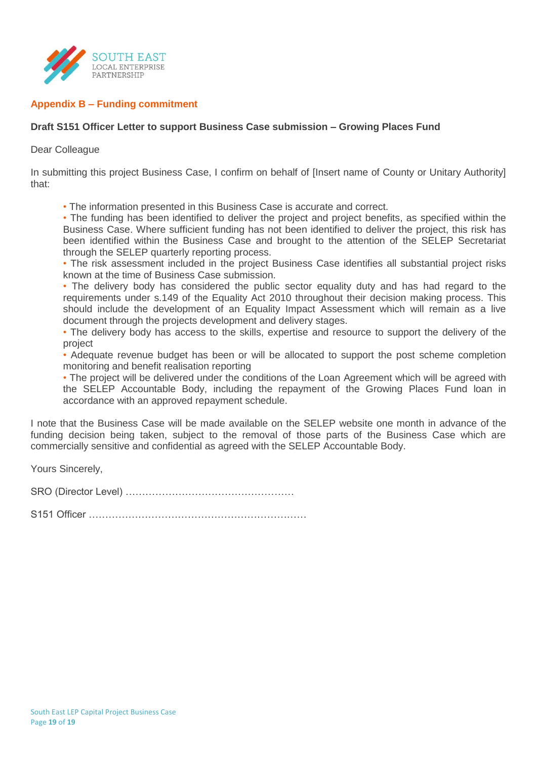## Appendix B – Funding commitment

**Draft S151 Officer Letter to support Business Case submission – Growing Places Fund**

Dear Colleague

In submitting this project Business Case, I confirm on behalf of [Insert name of County or Unitary Authority] that:

- The information presented in this Business Case is accurate and correct.
- The funding has been identified to deliver the project and project benefits, as specified within the Business Case. Where sufficient funding has not been identified to deliver the project, this risk has been identified within the Business Case and brought to the attention of the SELEP Secretariat through the SELEP quarterly reporting process.
- The risk assessment included in the project Business Case identifies all substantial project risks known at the time of Business Case submission.
- The delivery body has considered the public sector equality duty and has had regard to the requirements under s.149 of the Equality Act 2010 throughout their decision making process. This should include the development of an Equality Impact Assessment which will remain as a live document through the projects development and delivery stages.
- The delivery body has access to the skills, expertise and resource to support the delivery of the project
- Adequate revenue budget has been or will be allocated to support the post scheme completion monitoring and benefit realisation reporting
- The project will be delivered under the conditions of the Loan Agreement which will be agreed with the SELEP Accountable Body, including the repayment of the Growing Places Fund loan in accordance with an approved repayment schedule.

I note that the Business Case will be made available on the SELEP website one month in advance of the funding decision being taken, subject to the removal of those parts of the Business Case which are commercially sensitive and confidential as agreed with the SELEP Accountable Body.

Yours Sincerely,

SRO (Director Level) ……………………………………………

S151 Officer …………………………………………………………